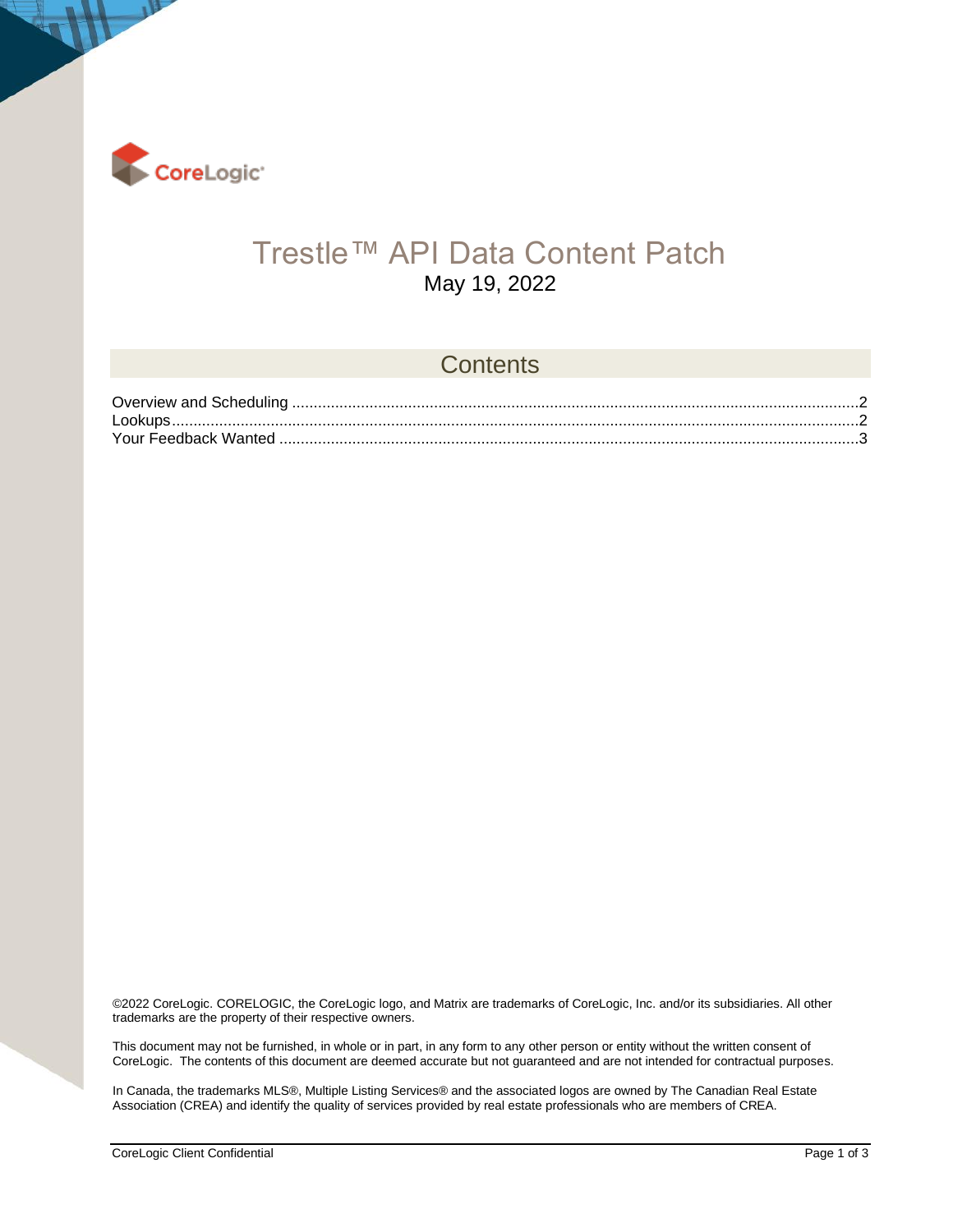# Trestle™ API Data Content Patch

May 19, 2022

## Contents

Overview and Scheduling .......... 2
Lookups .......... 2
Your Feedback Wanted .......... 3

©2022 CoreLogic. CORELOGIC, the CoreLogic logo, and Matrix are trademarks of CoreLogic, Inc. and/or its subsidiaries. All other trademarks are the property of their respective owners.

This document may not be furnished, in whole or in part, in any form to any other person or entity without the written consent of CoreLogic. The contents of this document are deemed accurate but not guaranteed and are not intended for contractual purposes.

In Canada, the trademarks MLS®, Multiple Listing Services® and the associated logos are owned by The Canadian Real Estate Association (CREA) and identify the quality of services provided by real estate professionals who are members of CREA.

CoreLogic Client Confidential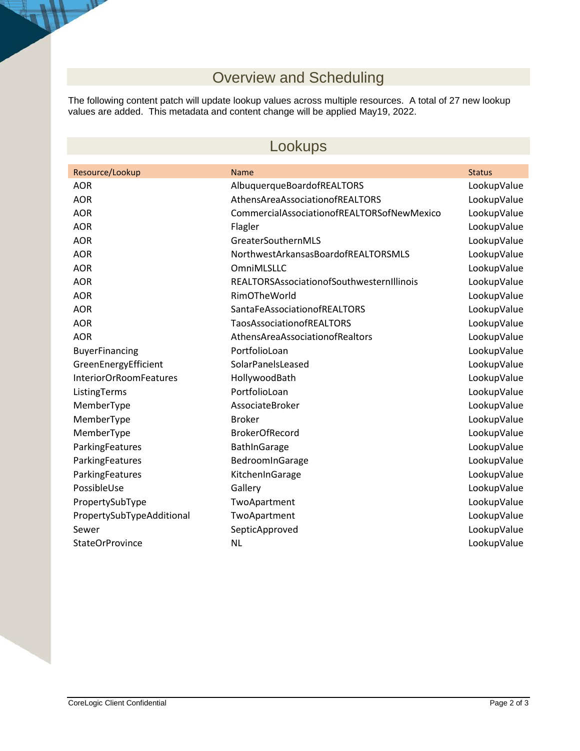## Overview and Scheduling

The following content patch will update lookup values across multiple resources. A total of 27 new lookup values are added. This metadata and content change will be applied May19, 2022.

## Lookups

| Resource/Lookup | Name | Status |
|---|---|---|
| AOR | AlbuquerqueBoardofREALTORS | LookupValue |
| AOR | AthensAreaAssociationofREALTORS | LookupValue |
| AOR | CommercialAssociationofREALTORSofNewMexico | LookupValue |
| AOR | Flagler | LookupValue |
| AOR | GreaterSouthernMLS | LookupValue |
| AOR | NorthwestArkansasBoardofREALTORSMLS | LookupValue |
| AOR | OmniMLSLLC | LookupValue |
| AOR | REALTORSAssociationofSouthwesternIllinois | LookupValue |
| AOR | RimOTheWorld | LookupValue |
| AOR | SantaFeAssociationofREALTORS | LookupValue |
| AOR | TaosAssociationofREALTORS | LookupValue |
| AOR | AthensAreaAssociationofRealtors | LookupValue |
| BuyerFinancing | PortfolioLoan | LookupValue |
| GreenEnergyEfficient | SolarPanelsLeased | LookupValue |
| InteriorOrRoomFeatures | HollywoodBath | LookupValue |
| ListingTerms | PortfolioLoan | LookupValue |
| MemberType | AssociateBroker | LookupValue |
| MemberType | Broker | LookupValue |
| MemberType | BrokerOfRecord | LookupValue |
| ParkingFeatures | BathInGarage | LookupValue |
| ParkingFeatures | BedroomInGarage | LookupValue |
| ParkingFeatures | KitchenInGarage | LookupValue |
| PossibleUse | Gallery | LookupValue |
| PropertySubType | TwoApartment | LookupValue |
| PropertySubTypeAdditional | TwoApartment | LookupValue |
| Sewer | SepticApproved | LookupValue |
| StateOrProvince | NL | LookupValue |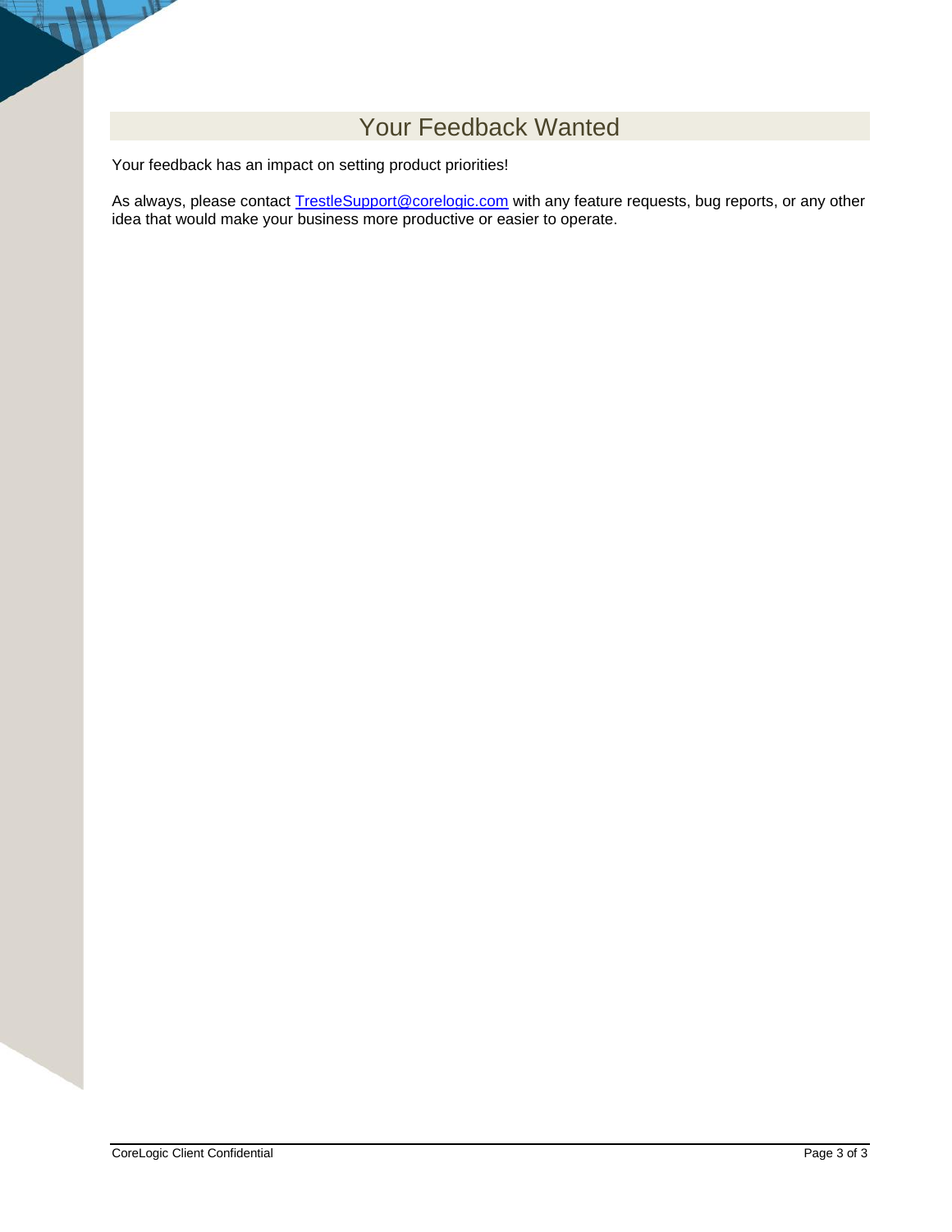## Your Feedback Wanted

Your feedback has an impact on setting product priorities!

As always, please contact TrestleSupport@corelogic.com with any feature requests, bug reports, or any other idea that would make your business more productive or easier to operate.